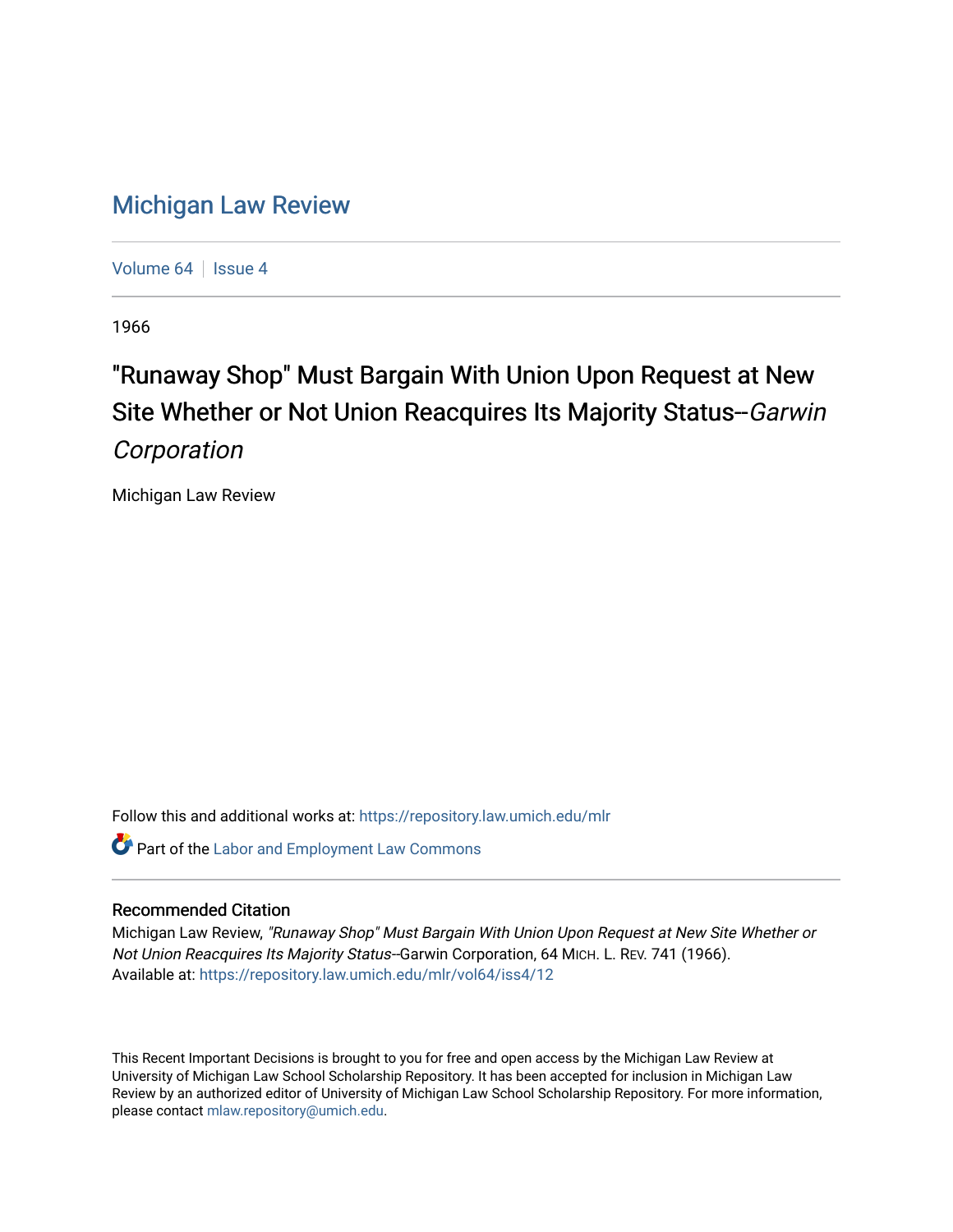# Michigan Law Review

Volume 64 | Issue 4

1966

## "Runaway Shop" Must Bargain With Union Upon Request at New Site Whether or Not Union Reacquires Its Majority Status--*Garwin Corporation*

Michigan Law Review

Follow this and additional works at: https://repository.law.umich.edu/mlr

Part of the Labor and Employment Law Commons

### Recommended Citation

Michigan Law Review, *"Runaway Shop" Must Bargain With Union Upon Request at New Site Whether or Not Union Reacquires Its Majority Status*--Garwin Corporation, 64 MICH. L. REV. 741 (1966).
Available at: https://repository.law.umich.edu/mlr/vol64/iss4/12

This Recent Important Decisions is brought to you for free and open access by the Michigan Law Review at University of Michigan Law School Scholarship Repository. It has been accepted for inclusion in Michigan Law Review by an authorized editor of University of Michigan Law School Scholarship Repository. For more information, please contact mlaw.repository@umich.edu.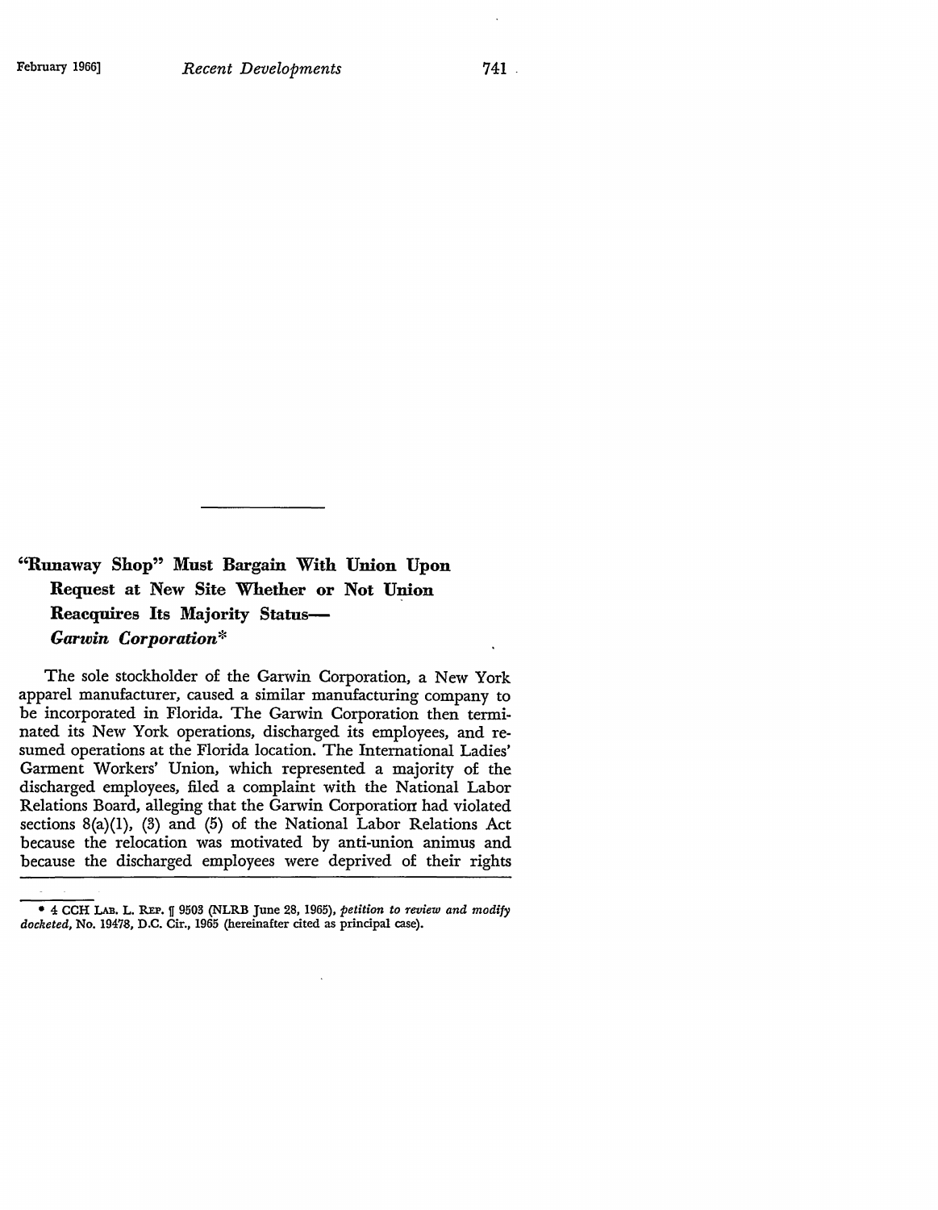## "Runaway Shop" Must Bargain With Union Upon Request at New Site Whether or Not Union Reacquires Its Majority Status—*Garwin Corporation**

The sole stockholder of the Garwin Corporation, a New York apparel manufacturer, caused a similar manufacturing company to be incorporated in Florida. The Garwin Corporation then terminated its New York operations, discharged its employees, and resumed operations at the Florida location. The International Ladies' Garment Workers' Union, which represented a majority of the discharged employees, filed a complaint with the National Labor Relations Board, alleging that the Garwin Corporation had violated sections 8(a)(1), (3) and (5) of the National Labor Relations Act because the relocation was motivated by anti-union animus and because the discharged employees were deprived of their rights

---

\* 4 CCH LAB. L. REP. ¶ 9503 (NLRB June 28, 1965), *petition to review and modify docketed*, No. 19478, D.C. Cir., 1965 (hereinafter cited as principal case).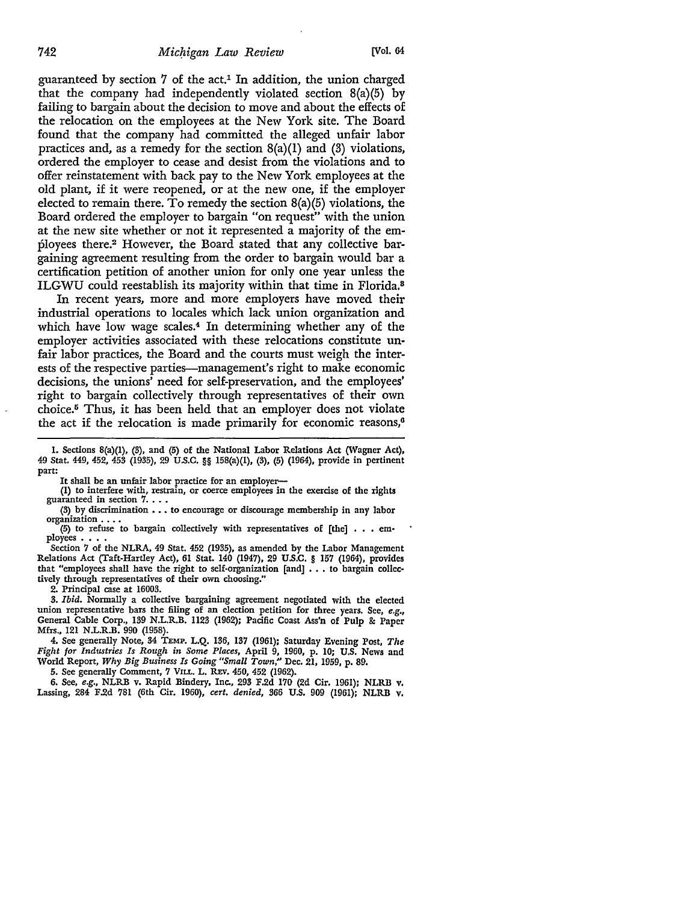guaranteed by section 7 of the act.[1] In addition, the union charged that the company had independently violated section 8(a)(5) by failing to bargain about the decision to move and about the effects of the relocation on the employees at the New York site. The Board found that the company had committed the alleged unfair labor practices and, as a remedy for the section 8(a)(1) and (3) violations, ordered the employer to cease and desist from the violations and to offer reinstatement with back pay to the New York employees at the old plant, if it were reopened, or at the new one, if the employer elected to remain there. To remedy the section 8(a)(5) violations, the Board ordered the employer to bargain "on request" with the union at the new site whether or not it represented a majority of the employees there.[2] However, the Board stated that any collective bargaining agreement resulting from the order to bargain would bar a certification petition of another union for only one year unless the ILGWU could reestablish its majority within that time in Florida.[3]

In recent years, more and more employers have moved their industrial operations to locales which lack union organization and which have low wage scales.[4] In determining whether any of the employer activities associated with these relocations constitute unfair labor practices, the Board and the courts must weigh the interests of the respective parties—management's right to make economic decisions, the unions' need for self-preservation, and the employees' right to bargain collectively through representatives of their own choice.[5] Thus, it has been held that an employer does not violate the act if the relocation is made primarily for economic reasons,[6]

---

1. Sections 8(a)(1), (3), and (5) of the National Labor Relations Act (Wagner Act), 49 Stat. 449, 452, 453 (1935), 29 U.S.C. §§ 158(a)(1), (3), (5) (1964), provide in pertinent part:

   It shall be an unfair labor practice for an employer—

   (1) to interfere with, restrain, or coerce employees in the exercise of the rights guaranteed in section 7. . . .

   (3) by discrimination . . . to encourage or discourage membership in any labor organization . . . .

   (5) to refuse to bargain collectively with representatives of [the] . . . employees . . . .

   Section 7 of the NLRA, 49 Stat. 452 (1935), as amended by the Labor Management Relations Act (Taft-Hartley Act), 61 Stat. 140 (1947), 29 U.S.C. § 157 (1964), provides that "employees shall have the right to self-organization [and] . . . to bargain collectively through representatives of their own choosing."

2. Principal case at 16003.

3. *Ibid.* Normally a collective bargaining agreement negotiated with the elected union representative bars the filing of an election petition for three years. See, *e.g.*, General Cable Corp., 139 N.L.R.B. 1123 (1962); Pacific Coast Ass'n of Pulp & Paper Mfrs., 121 N.L.R.B. 990 (1958).

4. See generally Note, 34 TEMP. L.Q. 136, 137 (1961); Saturday Evening Post, *The Fight for Industries Is Rough in Some Places*, April 9, 1960, p. 10; U.S. News and World Report, *Why Big Business Is Going "Small Town,"* Dec. 21, 1959, p. 89.

5. See generally Comment, 7 VILL. L. REV. 450, 452 (1962).

6. See, *e.g.*, NLRB v. Rapid Bindery, Inc., 293 F.2d 170 (2d Cir. 1961); NLRB v. Lassing, 284 F.2d 781 (6th Cir. 1960), *cert. denied*, 366 U.S. 909 (1961); NLRB v.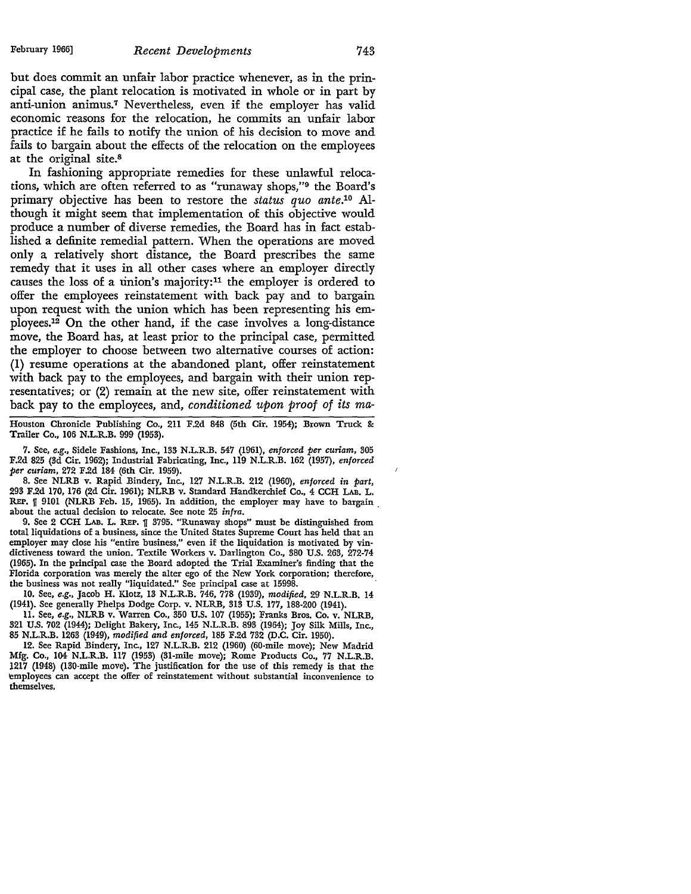but does commit an unfair labor practice whenever, as in the principal case, the plant relocation is motivated in whole or in part by anti-union animus.[7] Nevertheless, even if the employer has valid economic reasons for the relocation, he commits an unfair labor practice if he fails to notify the union of his decision to move and fails to bargain about the effects of the relocation on the employees at the original site.[8]

In fashioning appropriate remedies for these unlawful relocations, which are often referred to as "runaway shops,"[9] the Board's primary objective has been to restore the *status quo ante*.[10] Although it might seem that implementation of this objective would produce a number of diverse remedies, the Board has in fact established a definite remedial pattern. When the operations are moved only a relatively short distance, the Board prescribes the same remedy that it uses in all other cases where an employer directly causes the loss of a union's majority:[11] the employer is ordered to offer the employees reinstatement with back pay and to bargain upon request with the union which has been representing his employees.[12] On the other hand, if the case involves a long-distance move, the Board has, at least prior to the principal case, permitted the employer to choose between two alternative courses of action: (1) resume operations at the abandoned plant, offer reinstatement with back pay to the employees, and bargain with their union representatives; or (2) remain at the new site, offer reinstatement with back pay to the employees, and, *conditioned upon proof of its ma-*

---

Houston Chronicle Publishing Co., 211 F.2d 848 (5th Cir. 1954); Brown Truck & Trailer Co., 106 N.L.R.B. 999 (1953).

7. See, *e.g.*, Sidele Fashions, Inc., 133 N.L.R.B. 547 (1961), *enforced per curiam*, 305 F.2d 825 (3d Cir. 1962); Industrial Fabricating, Inc., 119 N.L.R.B. 162 (1957), *enforced per curiam*, 272 F.2d 184 (6th Cir. 1959).

8. See NLRB v. Rapid Bindery, Inc., 127 N.L.R.B. 212 (1960), *enforced in part*, 293 F.2d 170, 176 (2d Cir. 1961); NLRB v. Standard Handkerchief Co., 4 CCH LAB. L. REP. ¶ 9101 (NLRB Feb. 15, 1965). In addition, the employer may have to bargain about the actual decision to relocate. See note 25 *infra*.

9. See 2 CCH LAB. L. REP. ¶ 3795. "Runaway shops" must be distinguished from total liquidations of a business, since the United States Supreme Court has held that an employer may close his "entire business," even if the liquidation is motivated by vindictiveness toward the union. Textile Workers v. Darlington Co., 380 U.S. 263, 272-74 (1965). In the principal case the Board adopted the Trial Examiner's finding that the Florida corporation was merely the alter ego of the New York corporation; therefore, the business was not really "liquidated." See principal case at 15998.

10. See, *e.g.*, Jacob H. Klotz, 13 N.L.R.B. 746, 778 (1939), *modified*, 29 N.L.R.B. 14 (1941). See generally Phelps Dodge Corp. v. NLRB, 313 U.S. 177, 188-200 (1941).

11. See, *e.g.*, NLRB v. Warren Co., 350 U.S. 107 (1955); Franks Bros. Co. v. NLRB, 321 U.S. 702 (1944); Delight Bakery, Inc., 145 N.L.R.B. 893 (1964); Joy Silk Mills, Inc., 85 N.L.R.B. 1263 (1949), *modified and enforced*, 185 F.2d 732 (D.C. Cir. 1950).

12. See Rapid Bindery, Inc., 127 N.L.R.B. 212 (1960) (60-mile move); New Madrid Mfg. Co., 104 N.L.R.B. 117 (1953) (31-mile move); Rome Products Co., 77 N.L.R.B. 1217 (1948) (130-mile move). The justification for the use of this remedy is that the employees can accept the offer of reinstatement without substantial inconvenience to themselves.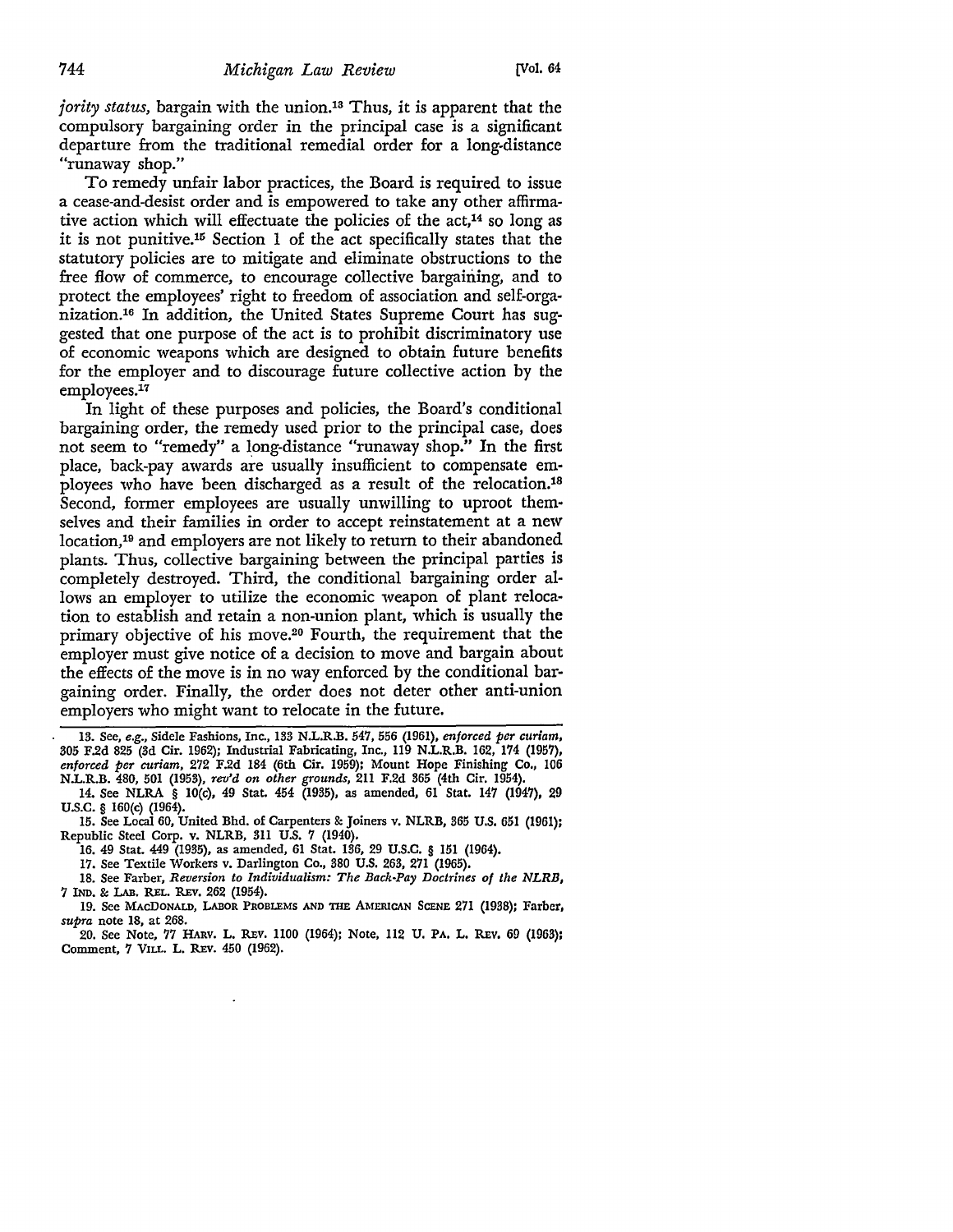*jority status,* bargain with the union.[13] Thus, it is apparent that the compulsory bargaining order in the principal case is a significant departure from the traditional remedial order for a long-distance "runaway shop."

To remedy unfair labor practices, the Board is required to issue a cease-and-desist order and is empowered to take any other affirmative action which will effectuate the policies of the act,[14] so long as it is not punitive.[15] Section 1 of the act specifically states that the statutory policies are to mitigate and eliminate obstructions to the free flow of commerce, to encourage collective bargaining, and to protect the employees' right to freedom of association and self-organization.[16] In addition, the United States Supreme Court has suggested that one purpose of the act is to prohibit discriminatory use of economic weapons which are designed to obtain future benefits for the employer and to discourage future collective action by the employees.[17]

In light of these purposes and policies, the Board's conditional bargaining order, the remedy used prior to the principal case, does not seem to "remedy" a long-distance "runaway shop." In the first place, back-pay awards are usually insufficient to compensate employees who have been discharged as a result of the relocation.[18] Second, former employees are usually unwilling to uproot themselves and their families in order to accept reinstatement at a new location,[19] and employers are not likely to return to their abandoned plants. Thus, collective bargaining between the principal parties is completely destroyed. Third, the conditional bargaining order allows an employer to utilize the economic weapon of plant relocation to establish and retain a non-union plant, which is usually the primary objective of his move.[20] Fourth, the requirement that the employer must give notice of a decision to move and bargain about the effects of the move is in no way enforced by the conditional bargaining order. Finally, the order does not deter other anti-union employers who might want to relocate in the future.

---

13. See, *e.g.*, Sidele Fashions, Inc., 133 N.L.R.B. 547, 556 (1961), *enforced per curiam*, 305 F.2d 825 (3d Cir. 1962); Industrial Fabricating, Inc., 119 N.L.R.B. 162, 174 (1957), *enforced per curiam*, 272 F.2d 184 (6th Cir. 1959); Mount Hope Finishing Co., 106 N.L.R.B. 480, 501 (1953), *rev'd on other grounds*, 211 F.2d 365 (4th Cir. 1954).

14. See NLRA § 10(c), 49 Stat. 454 (1935), as amended, 61 Stat. 147 (1947), 29 U.S.C. § 160(c) (1964).

15. See Local 60, United Bhd. of Carpenters & Joiners v. NLRB, 365 U.S. 651 (1961); Republic Steel Corp. v. NLRB, 311 U.S. 7 (1940).

16. 49 Stat. 449 (1935), as amended, 61 Stat. 136, 29 U.S.C. § 151 (1964).

17. See Textile Workers v. Darlington Co., 380 U.S. 263, 271 (1965).

18. See Farber, *Reversion to Individualism: The Back-Pay Doctrines of the NLRB*, 7 IND. & LAB. REL. REV. 262 (1954).

19. See MACDONALD, LABOR PROBLEMS AND THE AMERICAN SCENE 271 (1938); Farber, *supra* note 18, at 268.

20. See Note, 77 HARV. L. REV. 1100 (1964); Note, 112 U. PA. L. REV. 69 (1963); Comment, 7 VILL. L. REV. 450 (1962).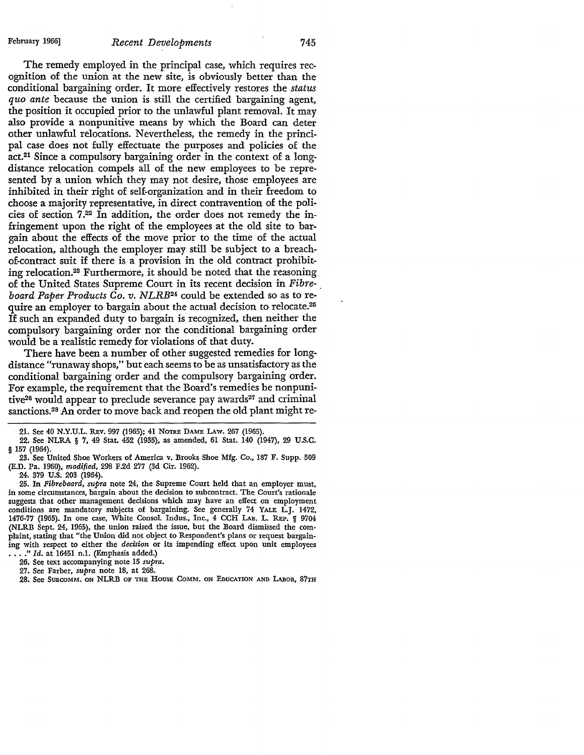The remedy employed in the principal case, which requires recognition of the union at the new site, is obviously better than the conditional bargaining order. It more effectively restores the *status quo ante* because the union is still the certified bargaining agent, the position it occupied prior to the unlawful plant removal. It may also provide a nonpunitive means by which the Board can deter other unlawful relocations. Nevertheless, the remedy in the principal case does not fully effectuate the purposes and policies of the act.[21] Since a compulsory bargaining order in the context of a long-distance relocation compels all of the new employees to be represented by a union which they may not desire, those employees are inhibited in their right of self-organization and in their freedom to choose a majority representative, in direct contravention of the policies of section 7.[22] In addition, the order does not remedy the infringement upon the right of the employees at the old site to bargain about the effects of the move prior to the time of the actual relocation, although the employer may still be subject to a breach-of-contract suit if there is a provision in the old contract prohibiting relocation.[23] Furthermore, it should be noted that the reasoning of the United States Supreme Court in its recent decision in *Fibreboard Paper Products Co. v. NLRB*[24] could be extended so as to require an employer to bargain about the actual decision to relocate.[25] If such an expanded duty to bargain is recognized, then neither the compulsory bargaining order nor the conditional bargaining order would be a realistic remedy for violations of that duty.

There have been a number of other suggested remedies for long-distance "runaway shops," but each seems to be as unsatisfactory as the conditional bargaining order and the compulsory bargaining order. For example, the requirement that the Board's remedies be nonpunitive[26] would appear to preclude severance pay awards[27] and criminal sanctions.[28] An order to move back and reopen the old plant might re-

---

21. See 40 N.Y.U.L. Rev. 997 (1965); 41 Notre Dame Law. 267 (1965).

22. See NLRA § 7, 49 Stat. 452 (1935), as amended, 61 Stat. 140 (1947), 29 U.S.C. § 157 (1964).

23. See United Shoe Workers of America v. Brooks Shoe Mfg. Co., 187 F. Supp. 509 (E.D. Pa. 1960), *modified*, 298 F.2d 277 (3d Cir. 1962).

24. 379 U.S. 203 (1964).

25. In *Fibreboard*, *supra* note 24, the Supreme Court held that an employer must, in some circumstances, bargain about the decision to subcontract. The Court's rationale suggests that other management decisions which may have an effect on employment conditions are mandatory subjects of bargaining. See generally 74 Yale L.J. 1472, 1476-77 (1965). In one case, White Consol. Indus., Inc., 4 CCH Lab. L. Rep. ¶ 9704 (NLRB Sept. 24, 1965), the union raised the issue, but the Board dismissed the complaint, stating that "the Union did not object to Respondent's plans or request bargaining with respect to either the *decision* or its impending effect upon unit employees . . . ." *Id.* at 16451 n.1. (Emphasis added.)

26. See text accompanying note 15 *supra*.

27. See Farber, *supra* note 18, at 268.

28. See Subcomm. on NLRB of the House Comm. on Education and Labor, 87th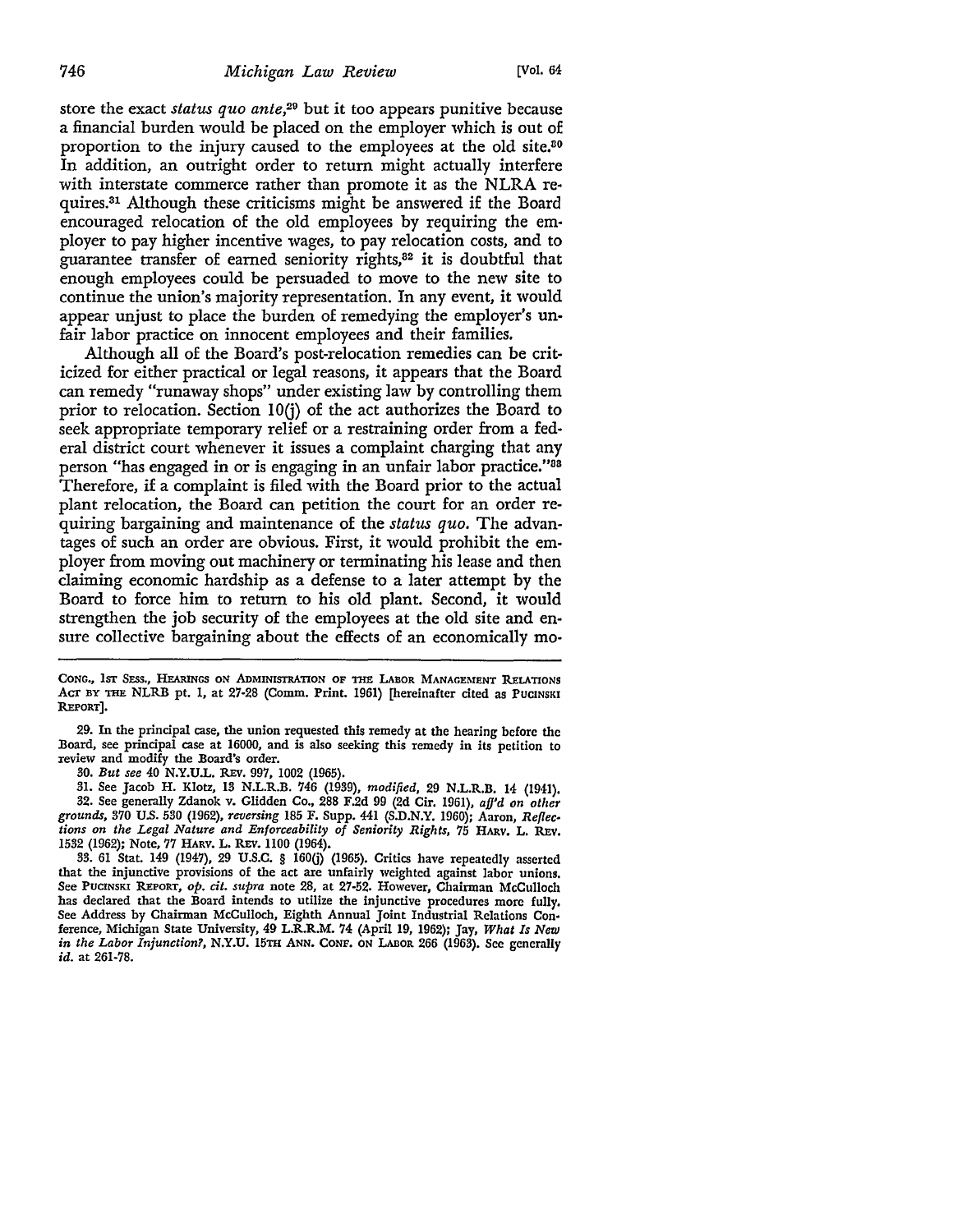store the exact *status quo ante*,[29] but it too appears punitive because a financial burden would be placed on the employer which is out of proportion to the injury caused to the employees at the old site.[30] In addition, an outright order to return might actually interfere with interstate commerce rather than promote it as the NLRA requires.[31] Although these criticisms might be answered if the Board encouraged relocation of the old employees by requiring the employer to pay higher incentive wages, to pay relocation costs, and to guarantee transfer of earned seniority rights,[32] it is doubtful that enough employees could be persuaded to move to the new site to continue the union's majority representation. In any event, it would appear unjust to place the burden of remedying the employer's unfair labor practice on innocent employees and their families.

Although all of the Board's post-relocation remedies can be criticized for either practical or legal reasons, it appears that the Board can remedy "runaway shops" under existing law by controlling them prior to relocation. Section 10(j) of the act authorizes the Board to seek appropriate temporary relief or a restraining order from a federal district court whenever it issues a complaint charging that any person "has engaged in or is engaging in an unfair labor practice."[33] Therefore, if a complaint is filed with the Board prior to the actual plant relocation, the Board can petition the court for an order requiring bargaining and maintenance of the *status quo*. The advantages of such an order are obvious. First, it would prohibit the employer from moving out machinery or terminating his lease and then claiming economic hardship as a defense to a later attempt by the Board to force him to return to his old plant. Second, it would strengthen the job security of the employees at the old site and ensure collective bargaining about the effects of an economically mo-

---

CONG., 1ST SESS., HEARINGS ON ADMINISTRATION OF THE LABOR MANAGEMENT RELATIONS ACT BY THE NLRB pt. 1, at 27-28 (Comm. Print. 1961) [hereinafter cited as PUCINSKI REPORT].

29. In the principal case, the union requested this remedy at the hearing before the Board, see principal case at 16000, and is also seeking this remedy in its petition to review and modify the Board's order.

30. *But see* 40 N.Y.U.L. REV. 997, 1002 (1965).

31. See Jacob H. Klotz, 13 N.L.R.B. 746 (1939), *modified*, 29 N.L.R.B. 14 (1941).

32. See generally Zdanok v. Glidden Co., 288 F.2d 99 (2d Cir. 1961), *aff'd on other grounds*, 370 U.S. 530 (1962), *reversing* 185 F. Supp. 441 (S.D.N.Y. 1960); Aaron, *Reflections on the Legal Nature and Enforceability of Seniority Rights*, 75 HARV. L. REV. 1532 (1962); Note, 77 HARV. L. REV. 1100 (1964).

33. 61 Stat. 149 (1947), 29 U.S.C. § 160(j) (1965). Critics have repeatedly asserted that the injunctive provisions of the act are unfairly weighted against labor unions. See PUCINSKI REPORT, *op. cit. supra* note 28, at 27-52. However, Chairman McCulloch has declared that the Board intends to utilize the injunctive procedures more fully. See Address by Chairman McCulloch, Eighth Annual Joint Industrial Relations Conference, Michigan State University, 49 L.R.R.M. 74 (April 19, 1962); Jay, *What Is New in the Labor Injunction?*, N.Y.U. 15TH ANN. CONF. ON LABOR 266 (1963). See generally *id.* at 261-78.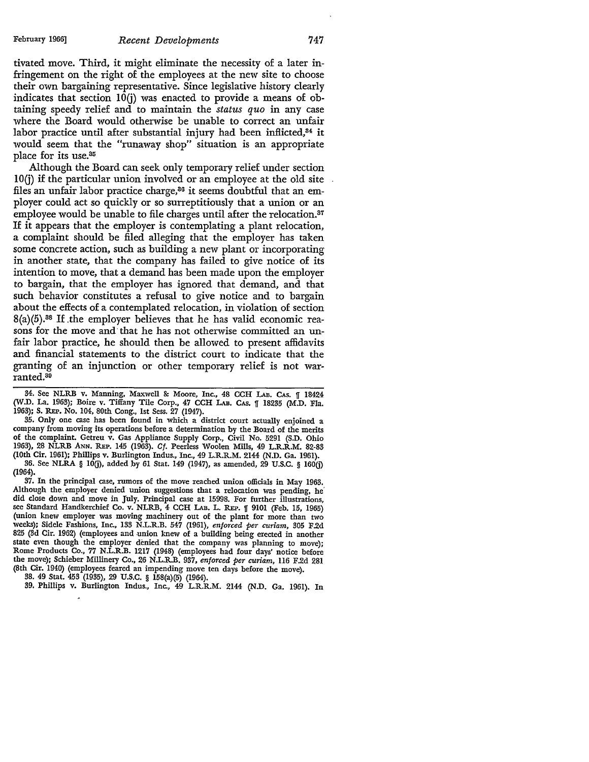tivated move. Third, it might eliminate the necessity of a later infringement on the right of the employees at the new site to choose their own bargaining representative. Since legislative history clearly indicates that section 10(j) was enacted to provide a means of obtaining speedy relief and to maintain the *status quo* in any case where the Board would otherwise be unable to correct an unfair labor practice until after substantial injury had been inflicted,[34] it would seem that the "runaway shop" situation is an appropriate place for its use.[35]

Although the Board can seek only temporary relief under section 10(j) if the particular union involved or an employee at the old site files an unfair labor practice charge,[36] it seems doubtful that an employer could act so quickly or so surreptitiously that a union or an employee would be unable to file charges until after the relocation.[37] If it appears that the employer is contemplating a plant relocation, a complaint should be filed alleging that the employer has taken some concrete action, such as building a new plant or incorporating in another state, that the company has failed to give notice of its intention to move, that a demand has been made upon the employer to bargain, that the employer has ignored that demand, and that such behavior constitutes a refusal to give notice and to bargain about the effects of a contemplated relocation, in violation of section 8(a)(5).[38] If the employer believes that he has valid economic reasons for the move and that he has not otherwise committed an unfair labor practice, he should then be allowed to present affidavits and financial statements to the district court to indicate that the granting of an injunction or other temporary relief is not warranted.[39]

---

34. See NLRB v. Manning, Maxwell & Moore, Inc., 48 CCH Lab. Cas. ¶ 18424 (W.D. La. 1963); Boire v. Tiffany Tile Corp., 47 CCH Lab. Cas. ¶ 18235 (M.D. Fla. 1963); S. Rep. No. 104, 80th Cong., 1st Sess. 27 (1947).

35. Only one case has been found in which a district court actually enjoined a company from moving its operations before a determination by the Board of the merits of the complaint. Getreu v. Gas Appliance Supply Corp., Civil No. 5291 (S.D. Ohio 1963), 28 NLRB Ann. Rep. 145 (1963). *Cf.* Peerless Woolen Mills, 49 L.R.R.M. 82-83 (10th Cir. 1961); Phillips v. Burlington Indus., Inc., 49 L.R.R.M. 2144 (N.D. Ga. 1961).

36. See NLRA § 10(j), added by 61 Stat. 149 (1947), as amended, 29 U.S.C. § 160(j) (1964).

37. In the principal case, rumors of the move reached union officials in May 1963. Although the employer denied union suggestions that a relocation was pending, he did close down and move in July. Principal case at 15998. For further illustrations, see Standard Handkerchief Co. v. NLRB, 4 CCH Lab. L. Rep. ¶ 9101 (Feb. 15, 1965) (union knew employer was moving machinery out of the plant for more than two weeks); Sidele Fashions, Inc., 133 N.L.R.B. 547 (1961), *enforced per curiam*, 305 F.2d 825 (3d Cir. 1962) (employees and union knew of a building being erected in another state even though the employer denied that the company was planning to move); Rome Products Co., 77 N.L.R.B. 1217 (1948) (employees had four days' notice before the move); Schieber Millinery Co., 26 N.L.R.B. 937, *enforced per curiam*, 116 F.2d 281 (8th Cir. 1940) (employees feared an impending move ten days before the move).

38. 49 Stat. 453 (1935), 29 U.S.C. § 158(a)(5) (1964).

39. Phillips v. Burlington Indus., Inc., 49 L.R.R.M. 2144 (N.D. Ga. 1961). In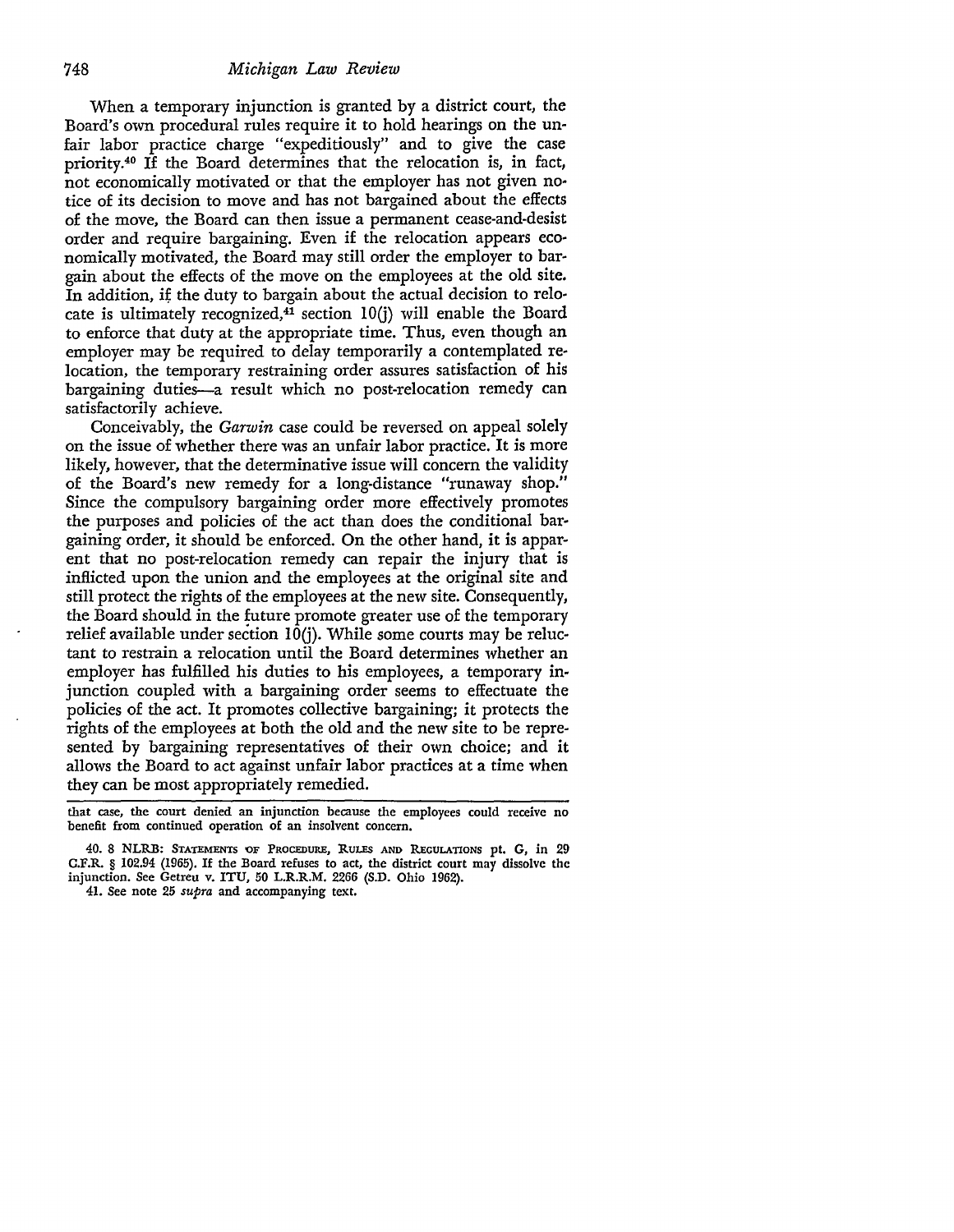When a temporary injunction is granted by a district court, the Board's own procedural rules require it to hold hearings on the unfair labor practice charge "expeditiously" and to give the case priority.[40] If the Board determines that the relocation is, in fact, not economically motivated or that the employer has not given notice of its decision to move and has not bargained about the effects of the move, the Board can then issue a permanent cease-and-desist order and require bargaining. Even if the relocation appears economically motivated, the Board may still order the employer to bargain about the effects of the move on the employees at the old site. In addition, if the duty to bargain about the actual decision to relocate is ultimately recognized,[41] section 10(j) will enable the Board to enforce that duty at the appropriate time. Thus, even though an employer may be required to delay temporarily a contemplated relocation, the temporary restraining order assures satisfaction of his bargaining duties—a result which no post-relocation remedy can satisfactorily achieve.

Conceivably, the *Garwin* case could be reversed on appeal solely on the issue of whether there was an unfair labor practice. It is more likely, however, that the determinative issue will concern the validity of the Board's new remedy for a long-distance "runaway shop." Since the compulsory bargaining order more effectively promotes the purposes and policies of the act than does the conditional bargaining order, it should be enforced. On the other hand, it is apparent that no post-relocation remedy can repair the injury that is inflicted upon the union and the employees at the original site and still protect the rights of the employees at the new site. Consequently, the Board should in the future promote greater use of the temporary relief available under section 10(j). While some courts may be reluctant to restrain a relocation until the Board determines whether an employer has fulfilled his duties to his employees, a temporary injunction coupled with a bargaining order seems to effectuate the policies of the act. It promotes collective bargaining; it protects the rights of the employees at both the old and the new site to be represented by bargaining representatives of their own choice; and it allows the Board to act against unfair labor practices at a time when they can be most appropriately remedied.

---

that case, the court denied an injunction because the employees could receive no benefit from continued operation of an insolvent concern.

40. 8 NLRB: STATEMENTS OF PROCEDURE, RULES AND REGULATIONS pt. G, in 29 C.F.R. § 102.94 (1965). If the Board refuses to act, the district court may dissolve the injunction. See Getreu v. ITU, 50 L.R.R.M. 2266 (S.D. Ohio 1962).

41. See note 25 *supra* and accompanying text.